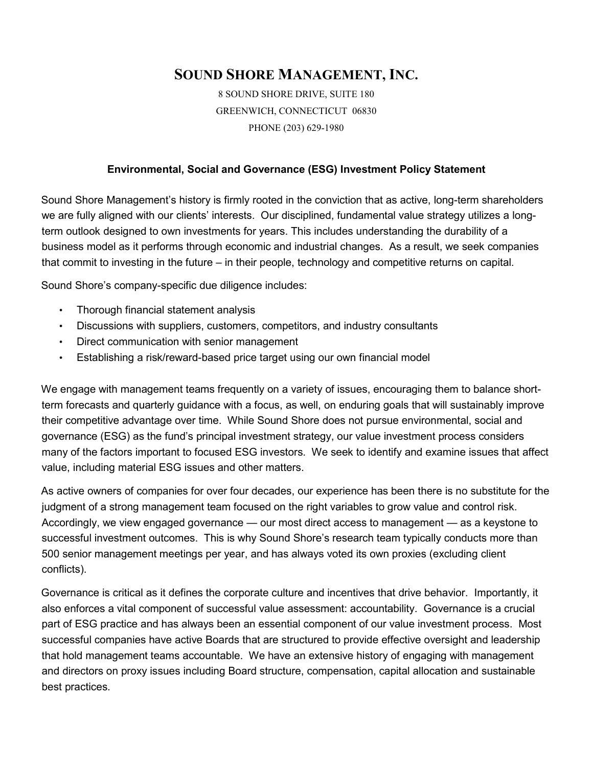# SOUND SHORE MANAGEMENT, INC.

8 SOUND SHORE DRIVE, SUITE 180

GREENWICH, CONNECTICUT 06830

PHONE (203) 629-1980

## Environmental, Social and Governance (ESG) Investment Policy Statement

Sound Shore Management's history is firmly rooted in the conviction that as active, long-term shareholders we are fully aligned with our clients' interests. Our disciplined, fundamental value strategy utilizes a long-term outlook designed to own investments for years. This includes understanding the durability of a business model as it performs through economic and industrial changes. As a result, we seek companies that commit to investing in the future – in their people, technology and competitive returns on capital.

Sound Shore's company-specific due diligence includes:

- Thorough financial statement analysis
- Discussions with suppliers, customers, competitors, and industry consultants
- Direct communication with senior management
- Establishing a risk/reward-based price target using our own financial model

We engage with management teams frequently on a variety of issues, encouraging them to balance short-term forecasts and quarterly guidance with a focus, as well, on enduring goals that will sustainably improve their competitive advantage over time. While Sound Shore does not pursue environmental, social and governance (ESG) as the fund's principal investment strategy, our value investment process considers many of the factors important to focused ESG investors. We seek to identify and examine issues that affect value, including material ESG issues and other matters.

As active owners of companies for over four decades, our experience has been there is no substitute for the judgment of a strong management team focused on the right variables to grow value and control risk. Accordingly, we view engaged governance — our most direct access to management — as a keystone to successful investment outcomes. This is why Sound Shore's research team typically conducts more than 500 senior management meetings per year, and has always voted its own proxies (excluding client conflicts).

Governance is critical as it defines the corporate culture and incentives that drive behavior. Importantly, it also enforces a vital component of successful value assessment: accountability. Governance is a crucial part of ESG practice and has always been an essential component of our value investment process. Most successful companies have active Boards that are structured to provide effective oversight and leadership that hold management teams accountable. We have an extensive history of engaging with management and directors on proxy issues including Board structure, compensation, capital allocation and sustainable best practices.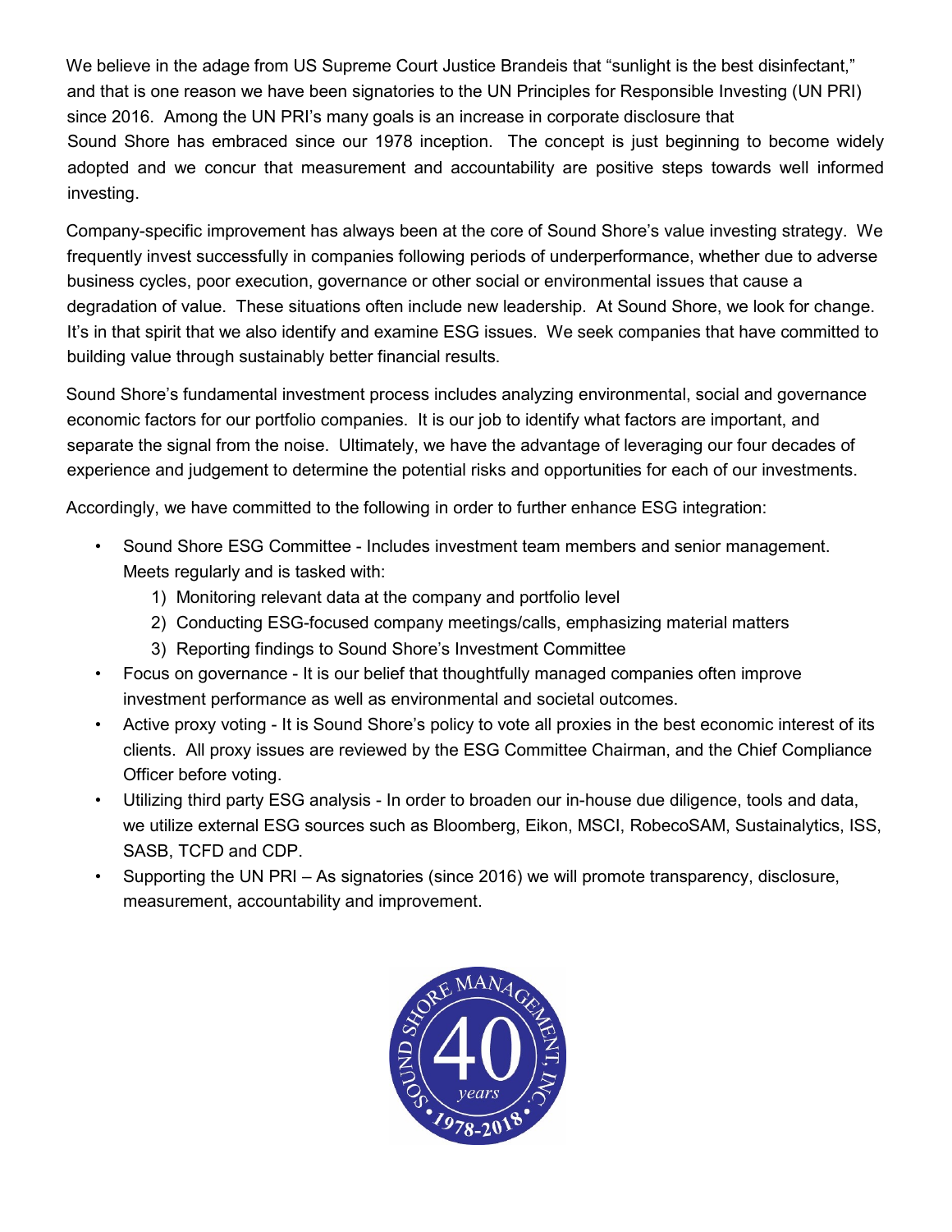We believe in the adage from US Supreme Court Justice Brandeis that "sunlight is the best disinfectant," and that is one reason we have been signatories to the UN Principles for Responsible Investing (UN PRI) since 2016. Among the UN PRI's many goals is an increase in corporate disclosure that Sound Shore has embraced since our 1978 inception. The concept is just beginning to become widely adopted and we concur that measurement and accountability are positive steps towards well informed investing.

Company-specific improvement has always been at the core of Sound Shore's value investing strategy. We frequently invest successfully in companies following periods of underperformance, whether due to adverse business cycles, poor execution, governance or other social or environmental issues that cause a degradation of value. These situations often include new leadership. At Sound Shore, we look for change. It's in that spirit that we also identify and examine ESG issues. We seek companies that have committed to building value through sustainably better financial results.

Sound Shore's fundamental investment process includes analyzing environmental, social and governance economic factors for our portfolio companies. It is our job to identify what factors are important, and separate the signal from the noise. Ultimately, we have the advantage of leveraging our four decades of experience and judgement to determine the potential risks and opportunities for each of our investments.

Accordingly, we have committed to the following in order to further enhance ESG integration:

- Sound Shore ESG Committee - Includes investment team members and senior management. Meets regularly and is tasked with:
  1) Monitoring relevant data at the company and portfolio level
  2) Conducting ESG-focused company meetings/calls, emphasizing material matters
  3) Reporting findings to Sound Shore's Investment Committee
- Focus on governance - It is our belief that thoughtfully managed companies often improve investment performance as well as environmental and societal outcomes.
- Active proxy voting - It is Sound Shore's policy to vote all proxies in the best economic interest of its clients. All proxy issues are reviewed by the ESG Committee Chairman, and the Chief Compliance Officer before voting.
- Utilizing third party ESG analysis - In order to broaden our in-house due diligence, tools and data, we utilize external ESG sources such as Bloomberg, Eikon, MSCI, RobecoSAM, Sustainalytics, ISS, SASB, TCFD and CDP.
- Supporting the UN PRI – As signatories (since 2016) we will promote transparency, disclosure, measurement, accountability and improvement.

SOUND SHORE MANAGEMENT, INC.
40 years
1978-2018